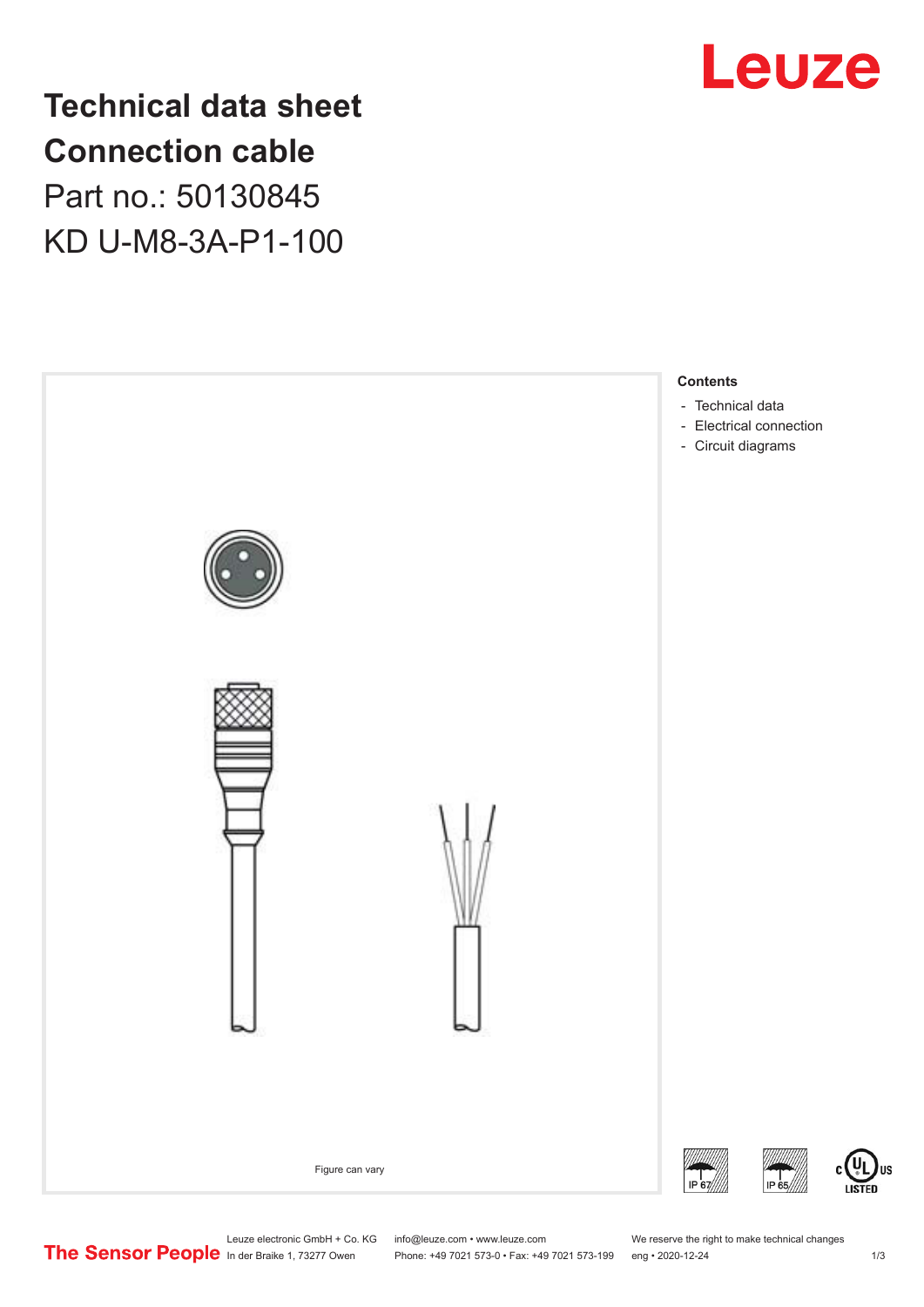# Technical data sheet
# Connection cable
## Part no.: 50130845
## KD U-M8-3A-P1-100

Figure can vary

**Contents**

- Technical data
- Electrical connection
- Circuit diagrams

IP 67 IP 65

Leuze electronic GmbH + Co. KG
In der Braike 1, 73277 Owen

info@leuze.com • www.leuze.com
Phone: +49 7021 573-0 • Fax: +49 7021 573-199

We reserve the right to make technical changes
eng • 2020-12-24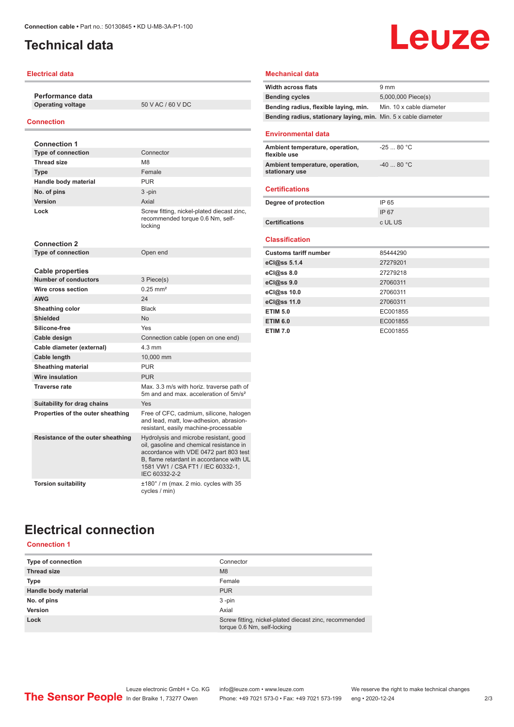# Technical data

## Electrical data

| **Performance data** | |
|---|---|
| **Operating voltage** | 50 V AC / 60 V DC |

## Connection

| **Connection 1** | |
|---|---|
| **Type of connection** | Connector |
| **Thread size** | M8 |
| **Type** | Female |
| **Handle body material** | PUR |
| **No. of pins** | 3 -pin |
| **Version** | Axial |
| **Lock** | Screw fitting, nickel-plated diecast zinc, recommended torque 0.6 Nm, self-locking |

| **Connection 2** | |
|---|---|
| **Type of connection** | Open end |

| **Cable properties** | |
|---|---|
| **Number of conductors** | 3 Piece(s) |
| **Wire cross section** | 0.25 mm² |
| **AWG** | 24 |
| **Sheathing color** | Black |
| **Shielded** | No |
| **Silicone-free** | Yes |
| **Cable design** | Connection cable (open on one end) |
| **Cable diameter (external)** | 4.3 mm |
| **Cable length** | 10,000 mm |
| **Sheathing material** | PUR |
| **Wire insulation** | PUR |
| **Traverse rate** | Max. 3.3 m/s with horiz. traverse path of 5m and and max. acceleration of 5m/s² |
| **Suitability for drag chains** | Yes |
| **Properties of the outer sheathing** | Free of CFC, cadmium, silicone, halogen and lead, matt, low-adhesion, abrasion-resistant, easily machine-processable |
| **Resistance of the outer sheathing** | Hydrolysis and microbe resistant, good oil, gasoline and chemical resistance in accordance with VDE 0472 part 803 test B, flame retardant in accordance with UL 1581 VW1 / CSA FT1 / IEC 60332-1, IEC 60332-2-2 |
| **Torsion suitability** | ±180° / m (max. 2 mio. cycles with 35 cycles / min) |

## Mechanical data

| | |
|---|---|
| **Width across flats** | 9 mm |
| **Bending cycles** | 5,000,000 Piece(s) |
| **Bending radius, flexible laying, min.** | Min. 10 x cable diameter |
| **Bending radius, stationary laying, min.** | Min. 5 x cable diameter |

## Environmental data

| | |
|---|---|
| **Ambient temperature, operation, flexible use** | -25 ... 80 °C |
| **Ambient temperature, operation, stationary use** | -40 ... 80 °C |

## Certifications

| | |
|---|---|
| **Degree of protection** | IP 65 |
| | IP 67 |
| **Certifications** | c UL US |

## Classification

| | |
|---|---|
| **Customs tariff number** | 85444290 |
| **eCl@ss 5.1.4** | 27279201 |
| **eCl@ss 8.0** | 27279218 |
| **eCl@ss 9.0** | 27060311 |
| **eCl@ss 10.0** | 27060311 |
| **eCl@ss 11.0** | 27060311 |
| **ETIM 5.0** | EC001855 |
| **ETIM 6.0** | EC001855 |
| **ETIM 7.0** | EC001855 |

# Electrical connection

## Connection 1

| | |
|---|---|
| **Type of connection** | Connector |
| **Thread size** | M8 |
| **Type** | Female |
| **Handle body material** | PUR |
| **No. of pins** | 3 -pin |
| **Version** | Axial |
| **Lock** | Screw fitting, nickel-plated diecast zinc, recommended torque 0.6 Nm, self-locking |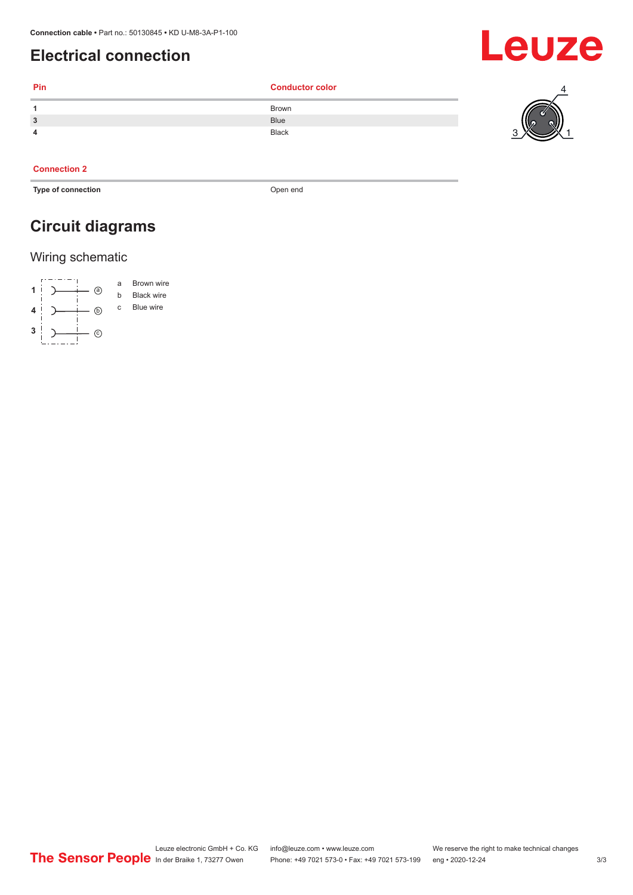## Electrical connection

| Pin | Conductor color |
|---|---|
| 1 | Brown |
| 3 | Blue |
| 4 | Black |

4
3
1

| Connection 2 | |
|---|---|
| Type of connection | Open end |

## Circuit diagrams

### Wiring schematic

1
4
3
a
b
c

a Brown wire
b Black wire
c Blue wire